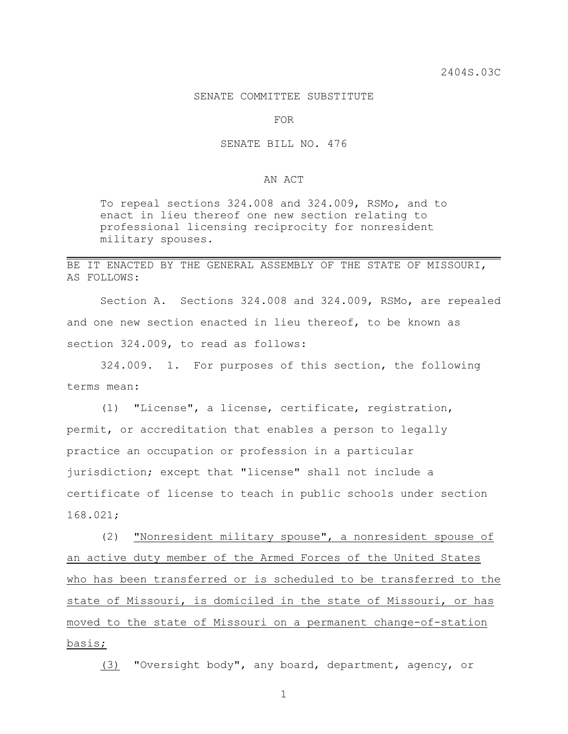2404S.03C

SENATE COMMITTEE SUBSTITUTE

FOR

SENATE BILL NO. 476

AN ACT

To repeal sections 324.008 and 324.009, RSMo, and to enact in lieu thereof one new section relating to professional licensing reciprocity for nonresident military spouses.

---

BE IT ENACTED BY THE GENERAL ASSEMBLY OF THE STATE OF MISSOURI, AS FOLLOWS:

Section A. Sections 324.008 and 324.009, RSMo, are repealed and one new section enacted in lieu thereof, to be known as section 324.009, to read as follows:

324.009. 1. For purposes of this section, the following terms mean:

(1) "License", a license, certificate, registration, permit, or accreditation that enables a person to legally practice an occupation or profession in a particular jurisdiction; except that "license" shall not include a certificate of license to teach in public schools under section 168.021;

(2) <u>"Nonresident military spouse", a nonresident spouse of an active duty member of the Armed Forces of the United States who has been transferred or is scheduled to be transferred to the state of Missouri, is domiciled in the state of Missouri, or has moved to the state of Missouri on a permanent change-of-station basis;</u>

<u>(3)</u> "Oversight body", any board, department, agency, or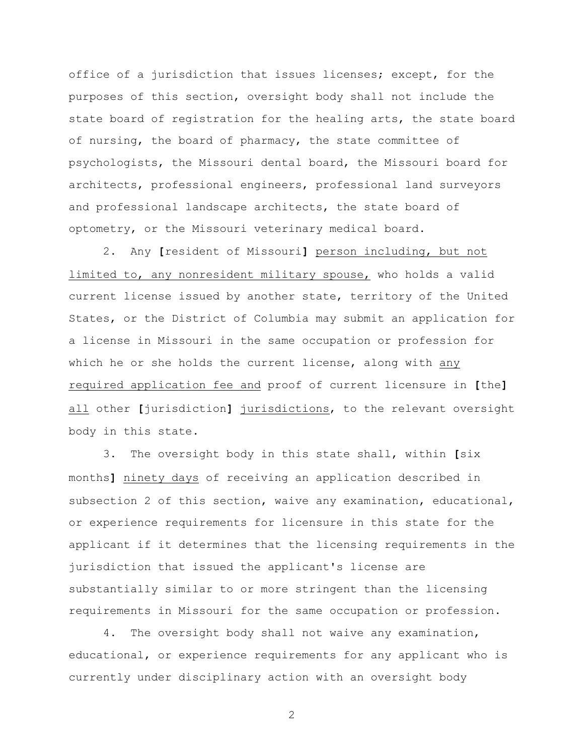office of a jurisdiction that issues licenses; except, for the purposes of this section, oversight body shall not include the state board of registration for the healing arts, the state board of nursing, the board of pharmacy, the state committee of psychologists, the Missouri dental board, the Missouri board for architects, professional engineers, professional land surveyors and professional landscape architects, the state board of optometry, or the Missouri veterinary medical board.

2. Any **[**resident of Missouri**]** <u>person including, but not limited to, any nonresident military spouse,</u> who holds a valid current license issued by another state, territory of the United States, or the District of Columbia may submit an application for a license in Missouri in the same occupation or profession for which he or she holds the current license, along with <u>any required application fee and</u> proof of current licensure in **[**the**]** <u>all</u> other **[**jurisdiction**]** <u>jurisdictions</u>, to the relevant oversight body in this state.

3. The oversight body in this state shall, within **[**six months**]** <u>ninety days</u> of receiving an application described in subsection 2 of this section, waive any examination, educational, or experience requirements for licensure in this state for the applicant if it determines that the licensing requirements in the jurisdiction that issued the applicant's license are substantially similar to or more stringent than the licensing requirements in Missouri for the same occupation or profession.

4. The oversight body shall not waive any examination, educational, or experience requirements for any applicant who is currently under disciplinary action with an oversight body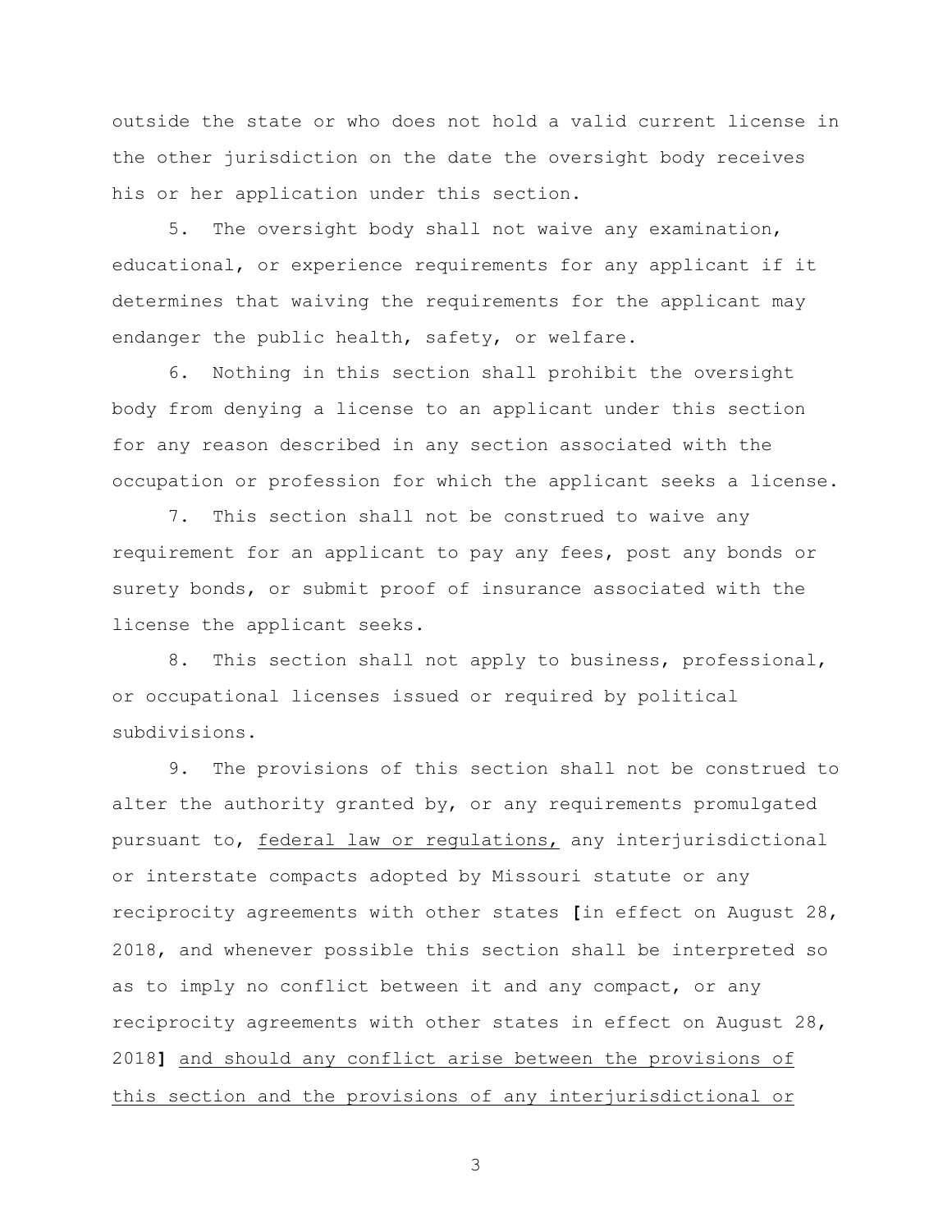outside the state or who does not hold a valid current license in the other jurisdiction on the date the oversight body receives his or her application under this section.

5. The oversight body shall not waive any examination, educational, or experience requirements for any applicant if it determines that waiving the requirements for the applicant may endanger the public health, safety, or welfare.

6. Nothing in this section shall prohibit the oversight body from denying a license to an applicant under this section for any reason described in any section associated with the occupation or profession for which the applicant seeks a license.

7. This section shall not be construed to waive any requirement for an applicant to pay any fees, post any bonds or surety bonds, or submit proof of insurance associated with the license the applicant seeks.

8. This section shall not apply to business, professional, or occupational licenses issued or required by political subdivisions.

9. The provisions of this section shall not be construed to alter the authority granted by, or any requirements promulgated pursuant to, <u>federal law or regulations,</u> any interjurisdictional or interstate compacts adopted by Missouri statute or any reciprocity agreements with other states **[**in effect on August 28, 2018, and whenever possible this section shall be interpreted so as to imply no conflict between it and any compact, or any reciprocity agreements with other states in effect on August 28, 2018**]** <u>and should any conflict arise between the provisions of this section and the provisions of any interjurisdictional or</u>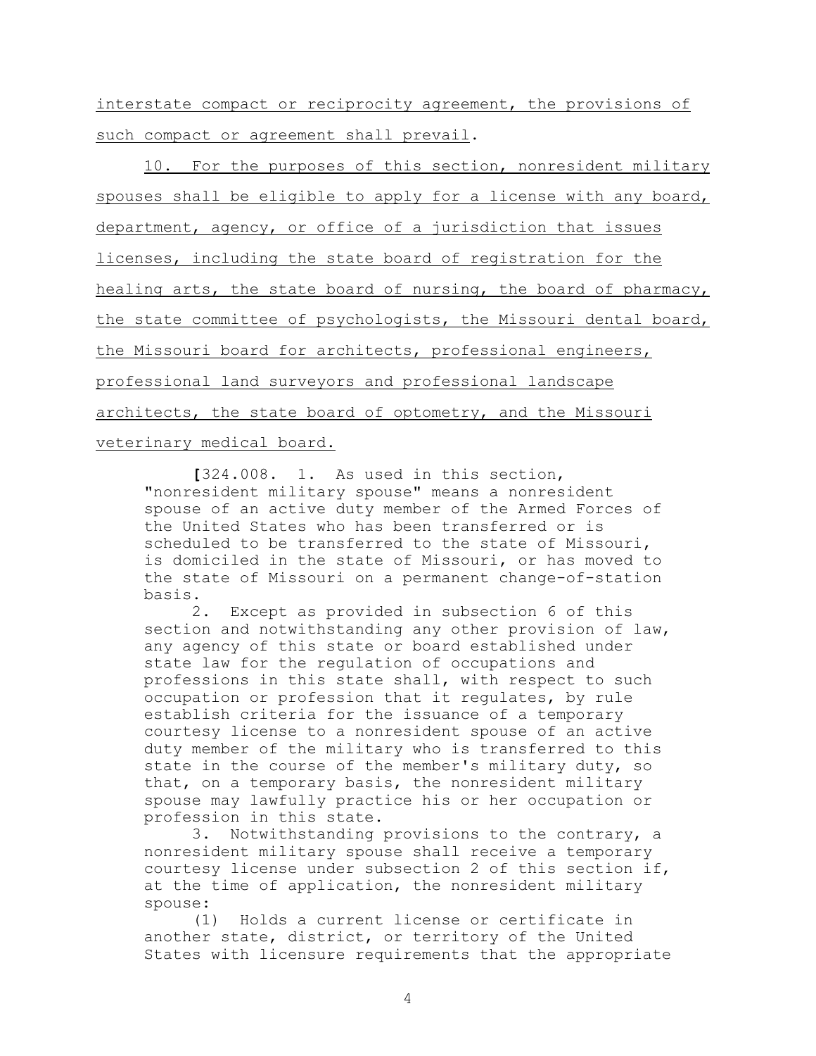interstate compact or reciprocity agreement, the provisions of such compact or agreement shall prevail.

10. For the purposes of this section, nonresident military spouses shall be eligible to apply for a license with any board, department, agency, or office of a jurisdiction that issues licenses, including the state board of registration for the healing arts, the state board of nursing, the board of pharmacy, the state committee of psychologists, the Missouri dental board, the Missouri board for architects, professional engineers, professional land surveyors and professional landscape architects, the state board of optometry, and the Missouri veterinary medical board.

[324.008. 1. As used in this section, "nonresident military spouse" means a nonresident spouse of an active duty member of the Armed Forces of the United States who has been transferred or is scheduled to be transferred to the state of Missouri, is domiciled in the state of Missouri, or has moved to the state of Missouri on a permanent change-of-station basis.

2. Except as provided in subsection 6 of this section and notwithstanding any other provision of law, any agency of this state or board established under state law for the regulation of occupations and professions in this state shall, with respect to such occupation or profession that it regulates, by rule establish criteria for the issuance of a temporary courtesy license to a nonresident spouse of an active duty member of the military who is transferred to this state in the course of the member's military duty, so that, on a temporary basis, the nonresident military spouse may lawfully practice his or her occupation or profession in this state.

3. Notwithstanding provisions to the contrary, a nonresident military spouse shall receive a temporary courtesy license under subsection 2 of this section if, at the time of application, the nonresident military spouse:

(1) Holds a current license or certificate in another state, district, or territory of the United States with licensure requirements that the appropriate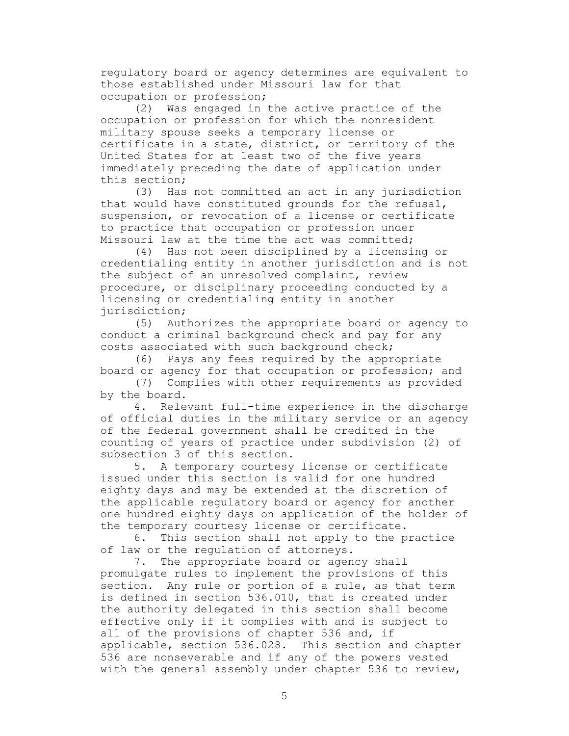regulatory board or agency determines are equivalent to those established under Missouri law for that occupation or profession;

(2) Was engaged in the active practice of the occupation or profession for which the nonresident military spouse seeks a temporary license or certificate in a state, district, or territory of the United States for at least two of the five years immediately preceding the date of application under this section;

(3) Has not committed an act in any jurisdiction that would have constituted grounds for the refusal, suspension, or revocation of a license or certificate to practice that occupation or profession under Missouri law at the time the act was committed;

(4) Has not been disciplined by a licensing or credentialing entity in another jurisdiction and is not the subject of an unresolved complaint, review procedure, or disciplinary proceeding conducted by a licensing or credentialing entity in another jurisdiction;

(5) Authorizes the appropriate board or agency to conduct a criminal background check and pay for any costs associated with such background check;

(6) Pays any fees required by the appropriate board or agency for that occupation or profession; and

(7) Complies with other requirements as provided by the board.

4. Relevant full-time experience in the discharge of official duties in the military service or an agency of the federal government shall be credited in the counting of years of practice under subdivision (2) of subsection 3 of this section.

5. A temporary courtesy license or certificate issued under this section is valid for one hundred eighty days and may be extended at the discretion of the applicable regulatory board or agency for another one hundred eighty days on application of the holder of the temporary courtesy license or certificate.

6. This section shall not apply to the practice of law or the regulation of attorneys.

7. The appropriate board or agency shall promulgate rules to implement the provisions of this section. Any rule or portion of a rule, as that term is defined in section 536.010, that is created under the authority delegated in this section shall become effective only if it complies with and is subject to all of the provisions of chapter 536 and, if applicable, section 536.028. This section and chapter 536 are nonseverable and if any of the powers vested with the general assembly under chapter 536 to review,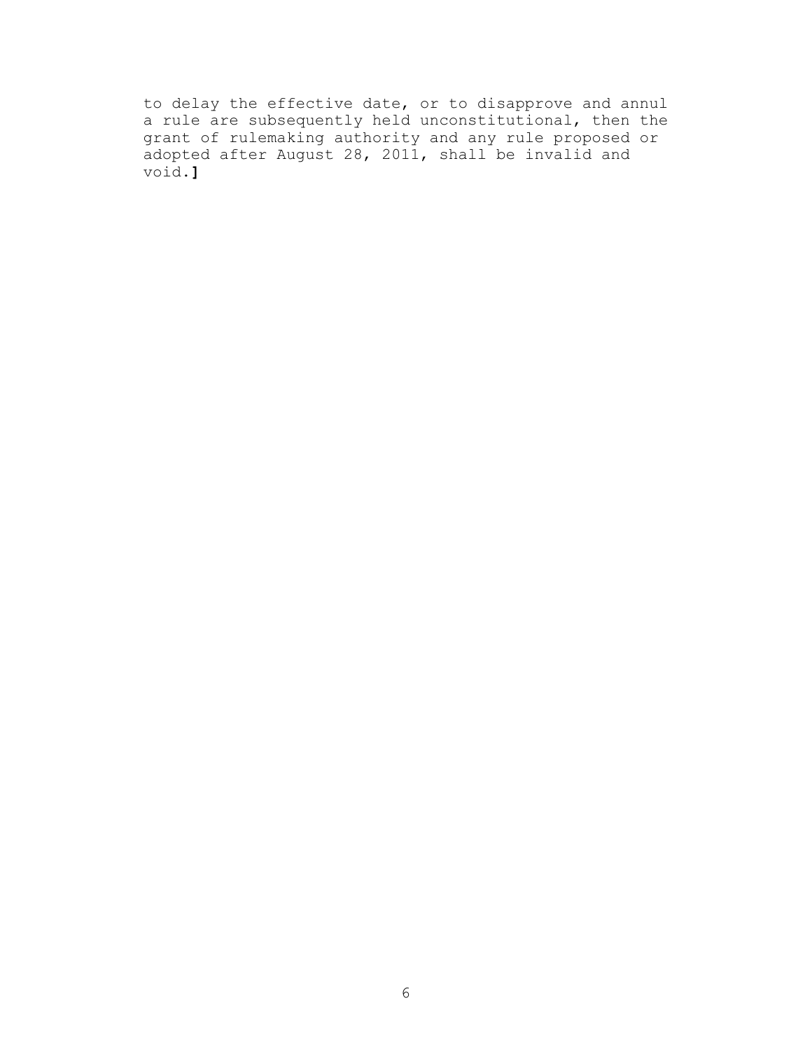to delay the effective date, or to disapprove and annul a rule are subsequently held unconstitutional, then the grant of rulemaking authority and any rule proposed or adopted after August 28, 2011, shall be invalid and void.**]**